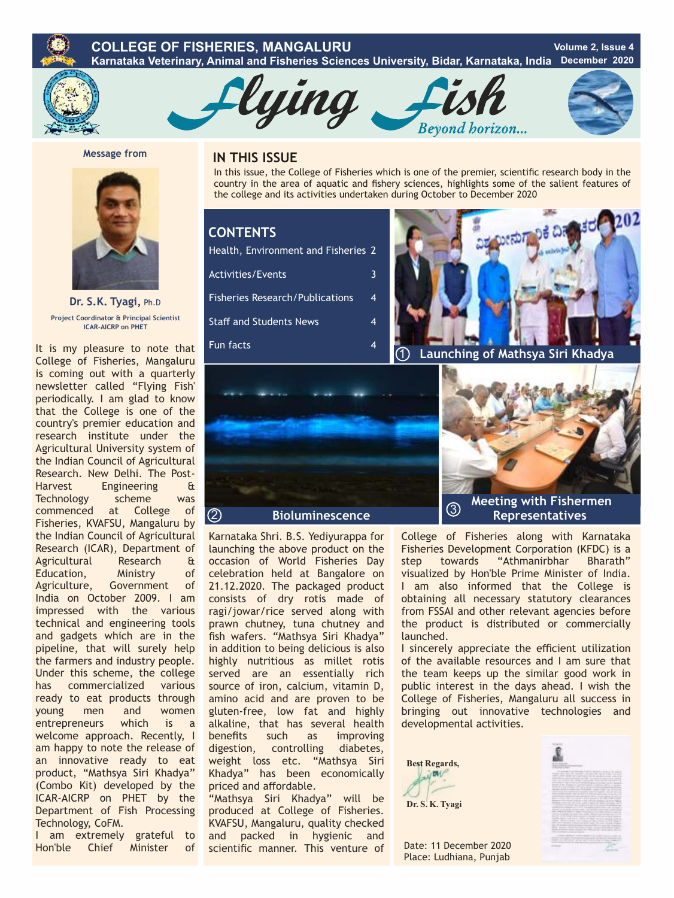# COLLEGE OF FISHERIES, MANGALURU

Karnataka Veterinary, Animal and Fisheries Sciences University, Bidar, Karnataka, India

Volume 2, Issue 4 — December 2020

# Flying Fish

*Beyond horizon...*

## IN THIS ISSUE

In this issue, the College of Fisheries which is one of the premier, scientific research body in the country in the area of aquatic and fishery sciences, highlights some of the salient features of the college and its activities undertaken during October to December 2020

## CONTENTS

| | |
|---|---|
| Health, Environment and Fisheries | 2 |
| Activities/Events | 3 |
| Fisheries Research/Publications | 4 |
| Staff and Students News | 4 |
| Fun facts | 4 |

① Launching of Mathsya Siri Khadya

② Bioluminescence

③ Meeting with Fishermen Representatives

### Message from

**Dr. S.K. Tyagi, Ph.D**

Project Coordinator & Principal Scientist
ICAR-AICRP on PHET

It is my pleasure to note that College of Fisheries, Mangaluru is coming out with a quarterly newsletter called "Flying Fish' periodically. I am glad to know that the College is one of the country's premier education and research institute under the Agricultural University system of the Indian Council of Agricultural Research. New Delhi. The Post-Harvest Engineering & Technology scheme was commenced at College of Fisheries, KVAFSU, Mangaluru by the Indian Council of Agricultural Research (ICAR), Department of Agricultural Research & Education, Ministry of Agriculture, Government of India on October 2009. I am impressed with the various technical and engineering tools and gadgets which are in the pipeline, that will surely help the farmers and industry people. Under this scheme, the college has commercialized various ready to eat products through young men and women entrepreneurs which is a welcome approach. Recently, I am happy to note the release of an innovative ready to eat product, "Mathsya Siri Khadya" (Combo Kit) developed by the ICAR-AICRP on PHET by the Department of Fish Processing Technology, CoFM.

I am extremely grateful to Hon'ble Chief Minister of Karnataka Shri. B.S. Yediyurappa for launching the above product on the occasion of World Fisheries Day celebration held at Bangalore on 21.12.2020. The packaged product consists of dry rotis made of ragi/jowar/rice served along with prawn chutney, tuna chutney and fish wafers. "Mathsya Siri Khadya" in addition to being delicious is also highly nutritious as millet rotis served are an essentially rich source of iron, calcium, vitamin D, amino acid and are proven to be gluten-free, low fat and highly alkaline, that has several health benefits such as improving digestion, controlling diabetes, weight loss etc. "Mathsya Siri Khadya" has been economically priced and affordable.

"Mathsya Siri Khadya" will be produced at College of Fisheries. KVAFSU, Mangaluru, quality checked and packed in hygienic and scientific manner. This venture of College of Fisheries along with Karnataka Fisheries Development Corporation (KFDC) is a step towards "Athmanirbhar Bharath" visualized by Hon'ble Prime Minister of India. I am also informed that the College is obtaining all necessary statutory clearances from FSSAI and other relevant agencies before the product is distributed or commercially launched.

I sincerely appreciate the efficient utilization of the available resources and I am sure that the team keeps up the similar good work in public interest in the days ahead. I wish the College of Fisheries, Mangaluru all success in bringing out innovative technologies and developmental activities.

Best Regards,

Dr. S. K. Tyagi

Date: 11 December 2020
Place: Ludhiana, Punjab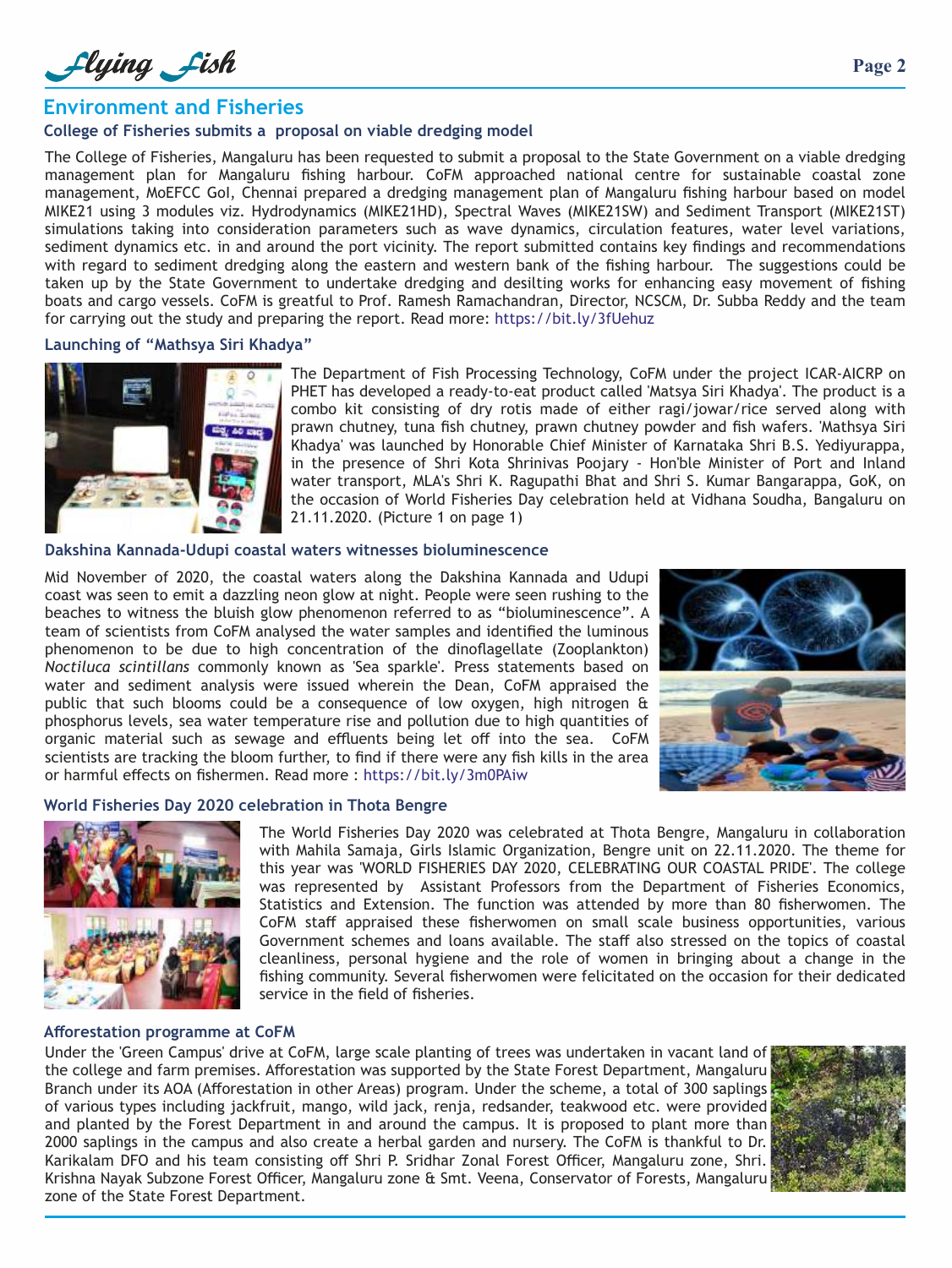## Environment and Fisheries

### College of Fisheries submits a proposal on viable dredging model

The College of Fisheries, Mangaluru has been requested to submit a proposal to the State Government on a viable dredging management plan for Mangaluru fishing harbour. CoFM approached national centre for sustainable coastal zone management, MoEFCC GoI, Chennai prepared a dredging management plan of Mangaluru fishing harbour based on model MIKE21 using 3 modules viz. Hydrodynamics (MIKE21HD), Spectral Waves (MIKE21SW) and Sediment Transport (MIKE21ST) simulations taking into consideration parameters such as wave dynamics, circulation features, water level variations, sediment dynamics etc. in and around the port vicinity. The report submitted contains key findings and recommendations with regard to sediment dredging along the eastern and western bank of the fishing harbour. The suggestions could be taken up by the State Government to undertake dredging and desilting works for enhancing easy movement of fishing boats and cargo vessels. CoFM is greatful to Prof. Ramesh Ramachandran, Director, NCSCM, Dr. Subba Reddy and the team for carrying out the study and preparing the report. Read more: https://bit.ly/3fUehuz

### Launching of "Mathsya Siri Khadya"

The Department of Fish Processing Technology, CoFM under the project ICAR-AICRP on PHET has developed a ready-to-eat product called 'Matsya Siri Khadya'. The product is a combo kit consisting of dry rotis made of either ragi/jowar/rice served along with prawn chutney, tuna fish chutney, prawn chutney powder and fish wafers. 'Mathsya Siri Khadya' was launched by Honorable Chief Minister of Karnataka Shri B.S. Yediyurappa, in the presence of Shri Kota Shrinivas Poojary - Hon'ble Minister of Port and Inland water transport, MLA's Shri K. Ragupathi Bhat and Shri S. Kumar Bangarappa, GoK, on the occasion of World Fisheries Day celebration held at Vidhana Soudha, Bangaluru on 21.11.2020. (Picture 1 on page 1)

### Dakshina Kannada-Udupi coastal waters witnesses bioluminescence

Mid November of 2020, the coastal waters along the Dakshina Kannada and Udupi coast was seen to emit a dazzling neon glow at night. People were seen rushing to the beaches to witness the bluish glow phenomenon referred to as "bioluminescence". A team of scientists from CoFM analysed the water samples and identified the luminous phenomenon to be due to high concentration of the dinoflagellate (Zooplankton) *Noctiluca scintillans* commonly known as 'Sea sparkle'. Press statements based on water and sediment analysis were issued wherein the Dean, CoFM appraised the public that such blooms could be a consequence of low oxygen, high nitrogen & phosphorus levels, sea water temperature rise and pollution due to high quantities of organic material such as sewage and effluents being let off into the sea. CoFM scientists are tracking the bloom further, to find if there were any fish kills in the area or harmful effects on fishermen. Read more : https://bit.ly/3m0PAiw

### World Fisheries Day 2020 celebration in Thota Bengre

The World Fisheries Day 2020 was celebrated at Thota Bengre, Mangaluru in collaboration with Mahila Samaja, Girls Islamic Organization, Bengre unit on 22.11.2020. The theme for this year was 'WORLD FISHERIES DAY 2020, CELEBRATING OUR COASTAL PRIDE'. The college was represented by Assistant Professors from the Department of Fisheries Economics, Statistics and Extension. The function was attended by more than 80 fisherwomen. The CoFM staff appraised these fisherwomen on small scale business opportunities, various Government schemes and loans available. The staff also stressed on the topics of coastal cleanliness, personal hygiene and the role of women in bringing about a change in the fishing community. Several fisherwomen were felicitated on the occasion for their dedicated service in the field of fisheries.

### Afforestation programme at CoFM

Under the 'Green Campus' drive at CoFM, large scale planting of trees was undertaken in vacant land of the college and farm premises. Afforestation was supported by the State Forest Department, Mangaluru Branch under its AOA (Afforestation in other Areas) program. Under the scheme, a total of 300 saplings of various types including jackfruit, mango, wild jack, renja, redsander, teakwood etc. were provided and planted by the Forest Department in and around the campus. It is proposed to plant more than 2000 saplings in the campus and also create a herbal garden and nursery. The CoFM is thankful to Dr. Karikalam DFO and his team consisting off Shri P. Sridhar Zonal Forest Officer, Mangaluru zone, Shri. Krishna Nayak Subzone Forest Officer, Mangaluru zone & Smt. Veena, Conservator of Forests, Mangaluru zone of the State Forest Department.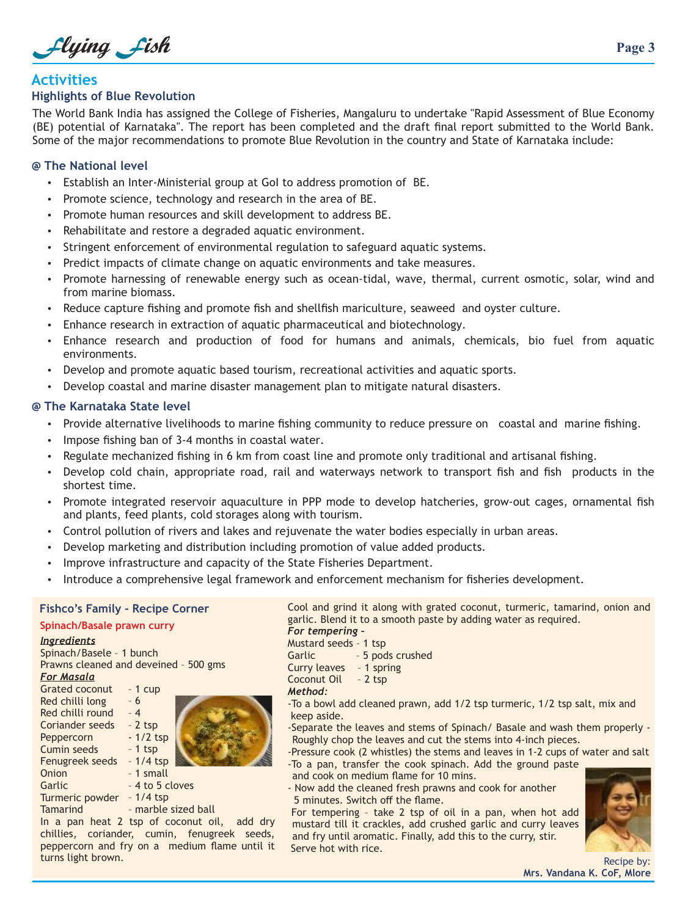## Activities

### Highlights of Blue Revolution

The World Bank India has assigned the College of Fisheries, Mangaluru to undertake "Rapid Assessment of Blue Economy (BE) potential of Karnataka". The report has been completed and the draft final report submitted to the World Bank. Some of the major recommendations to promote Blue Revolution in the country and State of Karnataka include:

#### @ The National level

- Establish an Inter-Ministerial group at GoI to address promotion of BE.
- Promote science, technology and research in the area of BE.
- Promote human resources and skill development to address BE.
- Rehabilitate and restore a degraded aquatic environment.
- Stringent enforcement of environmental regulation to safeguard aquatic systems.
- Predict impacts of climate change on aquatic environments and take measures.
- Promote harnessing of renewable energy such as ocean-tidal, wave, thermal, current osmotic, solar, wind and from marine biomass.
- Reduce capture fishing and promote fish and shellfish mariculture, seaweed and oyster culture.
- Enhance research in extraction of aquatic pharmaceutical and biotechnology.
- Enhance research and production of food for humans and animals, chemicals, bio fuel from aquatic environments.
- Develop and promote aquatic based tourism, recreational activities and aquatic sports.
- Develop coastal and marine disaster management plan to mitigate natural disasters.

#### @ The Karnataka State level

- Provide alternative livelihoods to marine fishing community to reduce pressure on coastal and marine fishing.
- Impose fishing ban of 3-4 months in coastal water.
- Regulate mechanized fishing in 6 km from coast line and promote only traditional and artisanal fishing.
- Develop cold chain, appropriate road, rail and waterways network to transport fish and fish products in the shortest time.
- Promote integrated reservoir aquaculture in PPP mode to develop hatcheries, grow-out cages, ornamental fish and plants, feed plants, cold storages along with tourism.
- Control pollution of rivers and lakes and rejuvenate the water bodies especially in urban areas.
- Develop marketing and distribution including promotion of value added products.
- Improve infrastructure and capacity of the State Fisheries Department.
- Introduce a comprehensive legal framework and enforcement mechanism for fisheries development.

### Fishco's Family - Recipe Corner

**Spinach/Basale prawn curry**

***Ingredients***

Spinach/Basele – 1 bunch
Prawns cleaned and deveined – 500 gms

***For Masala***

Grated coconut - 1 cup
Red chilli long - 6
Red chilli round - 4
Coriander seeds - 2 tsp
Peppercorn - 1/2 tsp
Cumin seeds - 1 tsp
Fenugreek seeds - 1/4 tsp
Onion - 1 small
Garlic - 4 to 5 cloves
Turmeric powder - 1/4 tsp
Tamarind - marble sized ball

In a pan heat 2 tsp of coconut oil, add dry chillies, coriander, cumin, fenugreek seeds, peppercorn and fry on a medium flame until it turns light brown. Cool and grind it along with grated coconut, turmeric, tamarind, onion and garlic. Blend it to a smooth paste by adding water as required.

***For tempering –***

Mustard seeds – 1 tsp
Garlic – 5 pods crushed
Curry leaves – 1 spring
Coconut Oil – 2 tsp

***Method:***

-To a bowl add cleaned prawn, add 1/2 tsp turmeric, 1/2 tsp salt, mix and keep aside.
-Separate the leaves and stems of Spinach/ Basale and wash them properly - Roughly chop the leaves and cut the stems into 4-inch pieces.
-Pressure cook (2 whistles) the stems and leaves in 1-2 cups of water and salt
-To a pan, transfer the cook spinach. Add the ground paste and cook on medium flame for 10 mins.
- Now add the cleaned fresh prawns and cook for another 5 minutes. Switch off the flame.

For tempering – take 2 tsp of oil in a pan, when hot add mustard till it crackles, add crushed garlic and curry leaves and fry until aromatic. Finally, add this to the curry, stir. Serve hot with rice.

Recipe by:
**Mrs. Vandana K. CoF, Mlore**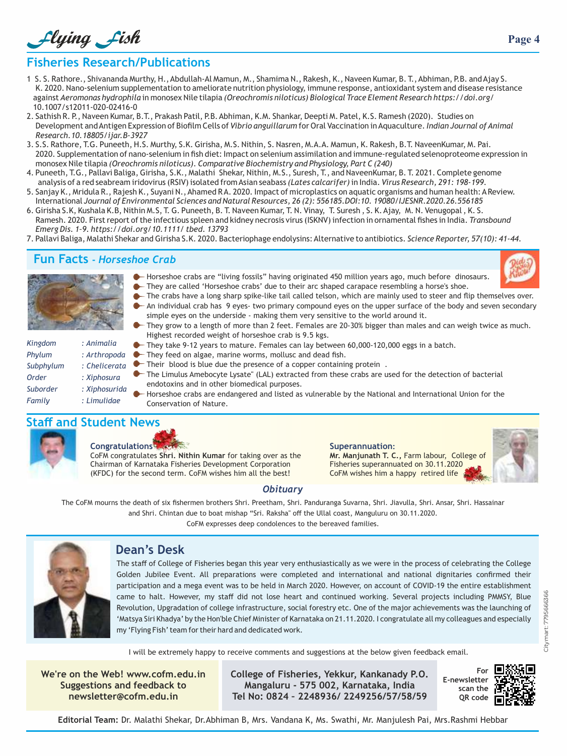## Fisheries Research/Publications

1. S. S. Rathore., Shivananda Murthy, H., Abdullah-Al Mamun, M., Shamima N., Rakesh, K., Naveen Kumar, B. T., Abhiman, P.B. and Ajay S. K. 2020. Nano-selenium supplementation to ameliorate nutrition physiology, immune response, antioxidant system and disease resistance against *Aeromonas hydrophila* in monosex Nile tilapia *(Oreochromis niloticus) Biological Trace Element Research https://doi.org/* 10.1007/s12011-020-02416-0
2. Sathish R. P., Naveen Kumar, B.T., Prakash Patil, P.B. Abhiman, K.M. Shankar, Deepti M. Patel, K.S. Ramesh (2020). Studies on Development and Antigen Expression of Biofilm Cells of *Vibrio anguillarum* for Oral Vaccination in Aquaculture. *Indian Journal of Animal Research.10.18805/ijar.B-3927*
3. S.S. Rathore, T.G. Puneeth, H.S. Murthy, S.K. Girisha, M.S. Nithin, S. Nasren, M.A.A. Mamun, K. Rakesh, B.T. NaveenKumar, M. Pai. 2020. Supplementation of nano-selenium in fish diet: Impact on selenium assimilation and immune-regulated selenoproteome expression in monosex Nile tilapia *(Oreochromis niloticus). Comparative Biochemistry and Physiology, Part C (240)*
4. Puneeth, T.G., Pallavi Baliga, Girisha, S.K., Malathi Shekar, Nithin, M.S., Suresh, T., and NaveenKumar, B. T. 2021. Complete genome analysis of a red seabream iridovirus (RSIV) isolated from Asian seabass *(Lates calcarifer)* in India. *Virus Research, 291: 198-199.*
5. Sanjay K., Mridula R., Rajesh K., Suyani N., Ahamed RA. 2020. Impact of microplastics on aquatic organisms and human health: A Review. International *Journal of Environmental Sciences and Natural Resources, 26 (2): 556185.DOI:10. 19080/IJESNR.2020.26.556185*
6. Girisha S.K, Kushala K.B, Nithin M.S, T. G. Puneeth, B. T. Naveen Kumar, T. N. Vinay, T. Suresh , S. K. Ajay, M. N. Venugopal , K. S. Ramesh. 2020. First report of the infectious spleen and kidney necrosis virus (ISKNV) infection in ornamental fishes in India. *Transbound Emerg Dis. 1-9. https://doi.org/10.1111/ tbed. 13793*
7. Pallavi Baliga, Malathi Shekar and Girisha S.K. 2020. Bacteriophage endolysins: Alternative to antibiotics. *Science Reporter, 57(10): 41-44.*

## Fun Facts - *Horseshoe Crab*

| | |
|---|---|
| *Kingdom* | *: Animalia* |
| *Phylum* | *: Arthropoda* |
| *Subphylum* | *: Chelicerata* |
| *Order* | *: Xiphosura* |
| *Suborder* | *: Xiphosurida* |
| *Family* | *: Limulidae* |

- Horseshoe crabs are "living fossils" having originated 450 million years ago, much before dinosaurs.
- They are called 'Horseshoe crabs' due to their arc shaped carapace resembling a horse's shoe.
- The crabs have a long sharp spike-like tail called telson, which are mainly used to steer and flip themselves over.
- An individual crab has 9 eyes- two primary compound eyes on the upper surface of the body and seven secondary simple eyes on the underside - making them very sensitive to the world around it.
- They grow to a length of more than 2 feet. Females are 20-30% bigger than males and can weigh twice as much. Highest recorded weight of horseshoe crab is 9.5 kgs.
- They take 9-12 years to mature. Females can lay between 60,000-120,000 eggs in a batch.
- They feed on algae, marine worms, mollusc and dead fish.
- Their blood is blue due the presence of a copper containing protein .
- The Limulus Amebocyte Lysate" (LAL) extracted from these crabs are used for the detection of bacterial endotoxins and in other biomedical purposes.
- Horseshoe crabs are endangered and listed as vulnerable by the National and International Union for the Conservation of Nature.

## Staff and Student News

**Congratulations**

CoFM congratulates **Shri. Nithin Kumar** for taking over as the Chairman of Karnataka Fisheries Development Corporation (KFDC) for the second term. CoFM wishes him all the best!

**Superannuation:**

**Mr. Manjunath T. C.,** Farm labour, College of Fisheries superannuated on 30.11.2020 CoFM wishes him a happy retired life

### *Obituary*

The CoFM mourns the death of six fishermen brothers Shri. Preetham, Shri. Panduranga Suvarna, Shri. Jiavulla, Shri. Ansar, Shri. Hassainar and Shri. Chintan due to boat mishap "Sri. Raksha" off the Ullal coast, Manguluru on 30.11.2020.

CoFM expresses deep condolences to the bereaved families.

## Dean's Desk

The staff of College of Fisheries began this year very enthusiastically as we were in the process of celebrating the College Golden Jubilee Event. All preparations were completed and international and national dignitaries confirmed their participation and a mega event was to be held in March 2020. However, on account of COVID-19 the entire establishment came to halt. However, my staff did not lose heart and continued working. Several projects including PMMSY, Blue Revolution, Upgradation of college infrastructure, social forestry etc. One of the major achievements was the launching of 'Matsya Siri Khadya' by the Hon'ble Chief Minister of Karnataka on 21.11.2020. I congratulate all my colleagues and especially my 'Flying Fish' team for their hard and dedicated work.

I will be extremely happy to receive comments and suggestions at the below given feedback email.

**We're on the Web! www.cofm.edu.in Suggestions and feedback to newsletter@cofm.edu.in**

**College of Fisheries, Yekkur, Kankanady P.O. Mangaluru - 575 002, Karnataka, India Tel No: 0824 – 2248936/ 2249256/57/58/59**

**For E-newsletter scan the QR code**

**Editorial Team:** Dr. Malathi Shekar, Dr.Abhiman B, Mrs. Vandana K, Ms. Swathi, Mr. Manjulesh Pai, Mrs.Rashmi Hebbar